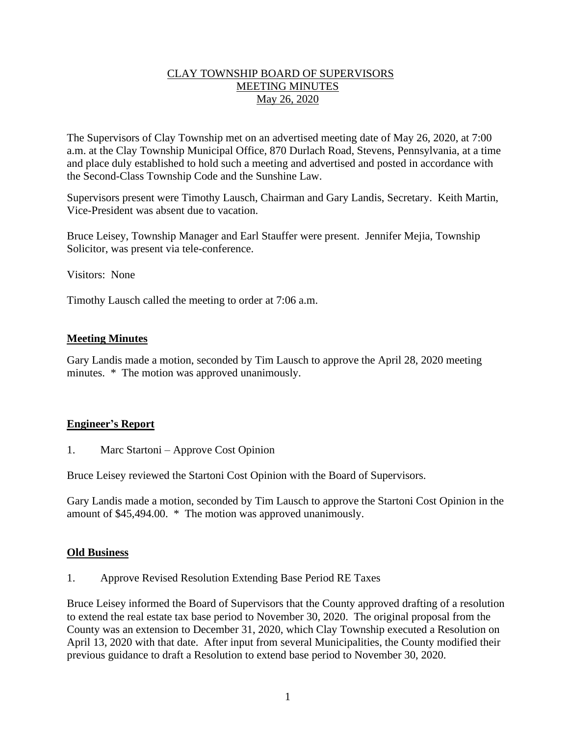CLAY TOWNSHIP BOARD OF SUPERVISORS
MEETING MINUTES
May 26, 2020

The Supervisors of Clay Township met on an advertised meeting date of May 26, 2020, at 7:00 a.m. at the Clay Township Municipal Office, 870 Durlach Road, Stevens, Pennsylvania, at a time and place duly established to hold such a meeting and advertised and posted in accordance with the Second-Class Township Code and the Sunshine Law.

Supervisors present were Timothy Lausch, Chairman and Gary Landis, Secretary. Keith Martin, Vice-President was absent due to vacation.

Bruce Leisey, Township Manager and Earl Stauffer were present. Jennifer Mejia, Township Solicitor, was present via tele-conference.

Visitors: None

Timothy Lausch called the meeting to order at 7:06 a.m.

## **Meeting Minutes**

Gary Landis made a motion, seconded by Tim Lausch to approve the April 28, 2020 meeting minutes. * The motion was approved unanimously.

## **Engineer's Report**

1. Marc Startoni – Approve Cost Opinion

Bruce Leisey reviewed the Startoni Cost Opinion with the Board of Supervisors.

Gary Landis made a motion, seconded by Tim Lausch to approve the Startoni Cost Opinion in the amount of $45,494.00. * The motion was approved unanimously.

## **Old Business**

1. Approve Revised Resolution Extending Base Period RE Taxes

Bruce Leisey informed the Board of Supervisors that the County approved drafting of a resolution to extend the real estate tax base period to November 30, 2020. The original proposal from the County was an extension to December 31, 2020, which Clay Township executed a Resolution on April 13, 2020 with that date. After input from several Municipalities, the County modified their previous guidance to draft a Resolution to extend base period to November 30, 2020.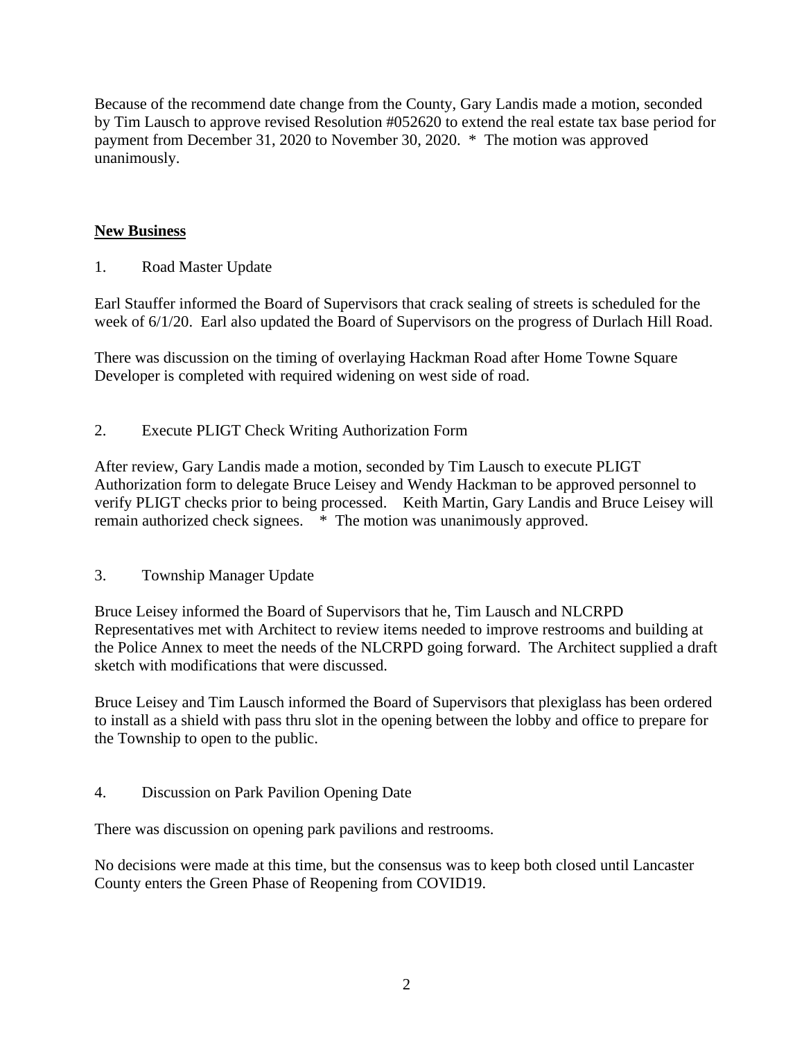Because of the recommend date change from the County, Gary Landis made a motion, seconded by Tim Lausch to approve revised Resolution #052620 to extend the real estate tax base period for payment from December 31, 2020 to November 30, 2020. * The motion was approved unanimously.

## New Business

1. Road Master Update

Earl Stauffer informed the Board of Supervisors that crack sealing of streets is scheduled for the week of 6/1/20. Earl also updated the Board of Supervisors on the progress of Durlach Hill Road.

There was discussion on the timing of overlaying Hackman Road after Home Towne Square Developer is completed with required widening on west side of road.

2. Execute PLIGT Check Writing Authorization Form

After review, Gary Landis made a motion, seconded by Tim Lausch to execute PLIGT Authorization form to delegate Bruce Leisey and Wendy Hackman to be approved personnel to verify PLIGT checks prior to being processed. Keith Martin, Gary Landis and Bruce Leisey will remain authorized check signees. * The motion was unanimously approved.

3. Township Manager Update

Bruce Leisey informed the Board of Supervisors that he, Tim Lausch and NLCRPD Representatives met with Architect to review items needed to improve restrooms and building at the Police Annex to meet the needs of the NLCRPD going forward. The Architect supplied a draft sketch with modifications that were discussed.

Bruce Leisey and Tim Lausch informed the Board of Supervisors that plexiglass has been ordered to install as a shield with pass thru slot in the opening between the lobby and office to prepare for the Township to open to the public.

4. Discussion on Park Pavilion Opening Date

There was discussion on opening park pavilions and restrooms.

No decisions were made at this time, but the consensus was to keep both closed until Lancaster County enters the Green Phase of Reopening from COVID19.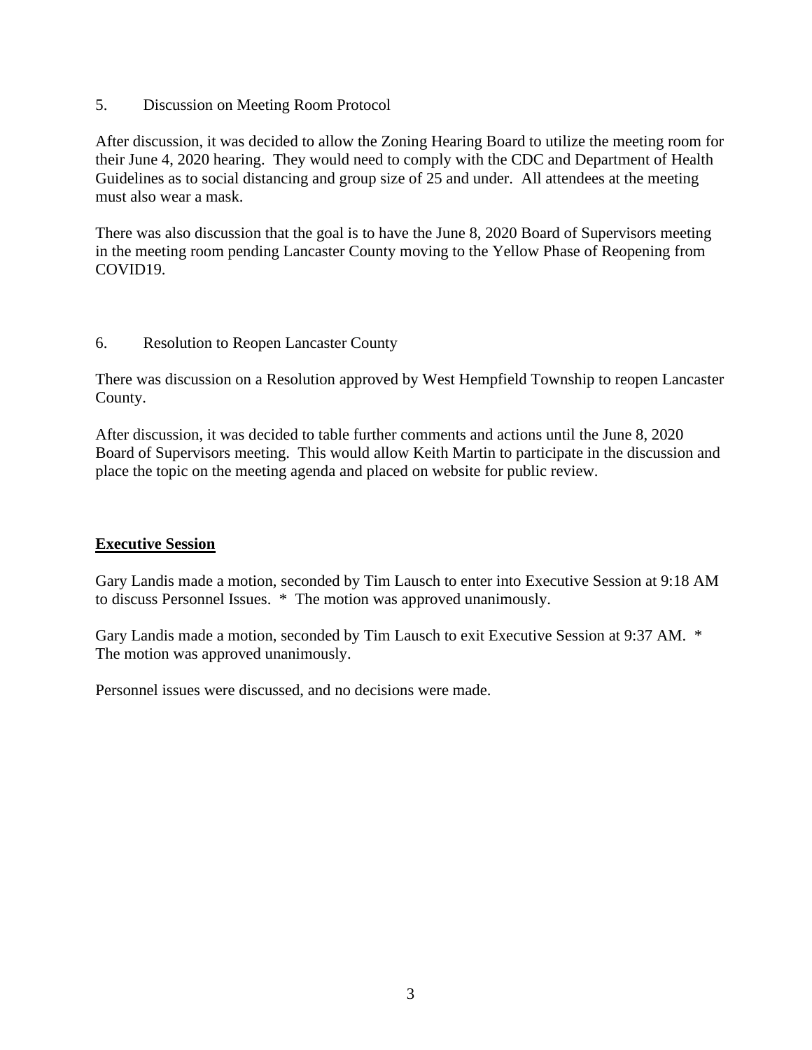5. Discussion on Meeting Room Protocol

After discussion, it was decided to allow the Zoning Hearing Board to utilize the meeting room for their June 4, 2020 hearing. They would need to comply with the CDC and Department of Health Guidelines as to social distancing and group size of 25 and under. All attendees at the meeting must also wear a mask.

There was also discussion that the goal is to have the June 8, 2020 Board of Supervisors meeting in the meeting room pending Lancaster County moving to the Yellow Phase of Reopening from COVID19.

6. Resolution to Reopen Lancaster County

There was discussion on a Resolution approved by West Hempfield Township to reopen Lancaster County.

After discussion, it was decided to table further comments and actions until the June 8, 2020 Board of Supervisors meeting. This would allow Keith Martin to participate in the discussion and place the topic on the meeting agenda and placed on website for public review.

**Executive Session**

Gary Landis made a motion, seconded by Tim Lausch to enter into Executive Session at 9:18 AM to discuss Personnel Issues. * The motion was approved unanimously.

Gary Landis made a motion, seconded by Tim Lausch to exit Executive Session at 9:37 AM. * The motion was approved unanimously.

Personnel issues were discussed, and no decisions were made.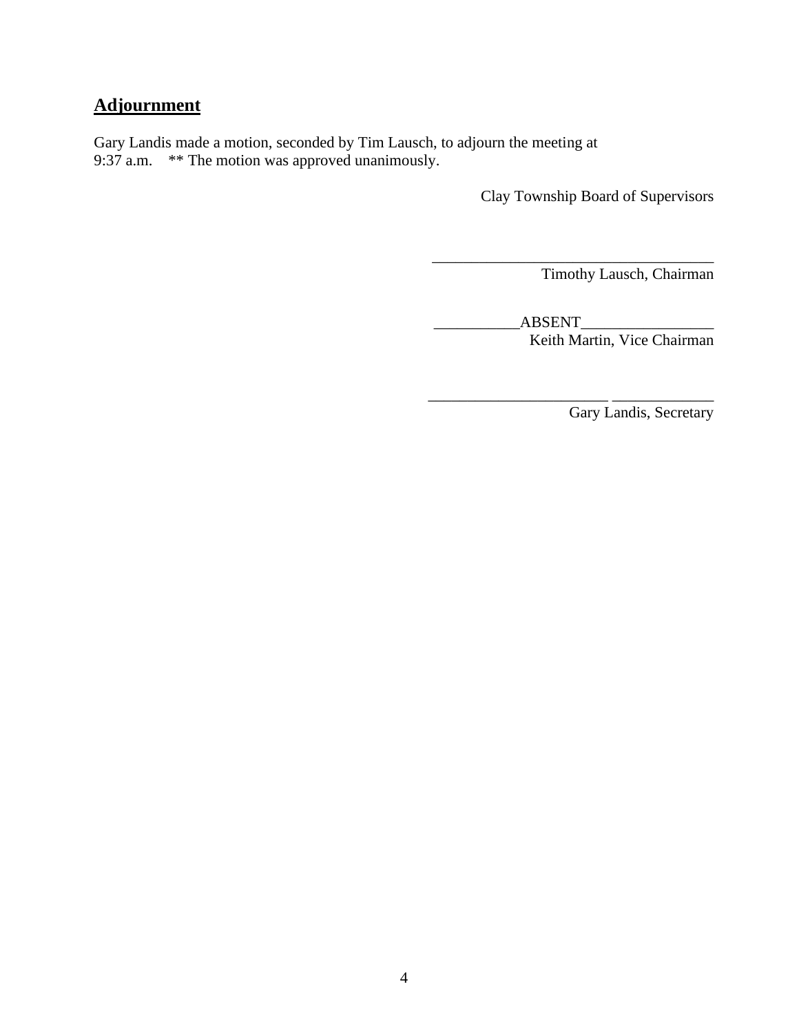## **Adjournment**

Gary Landis made a motion, seconded by Tim Lausch, to adjourn the meeting at 9:37 a.m. ** The motion was approved unanimously.

Clay Township Board of Supervisors

_____________________________________
Timothy Lausch, Chairman

___________ABSENT_________________
Keith Martin, Vice Chairman

_______________________ _____________
Gary Landis, Secretary